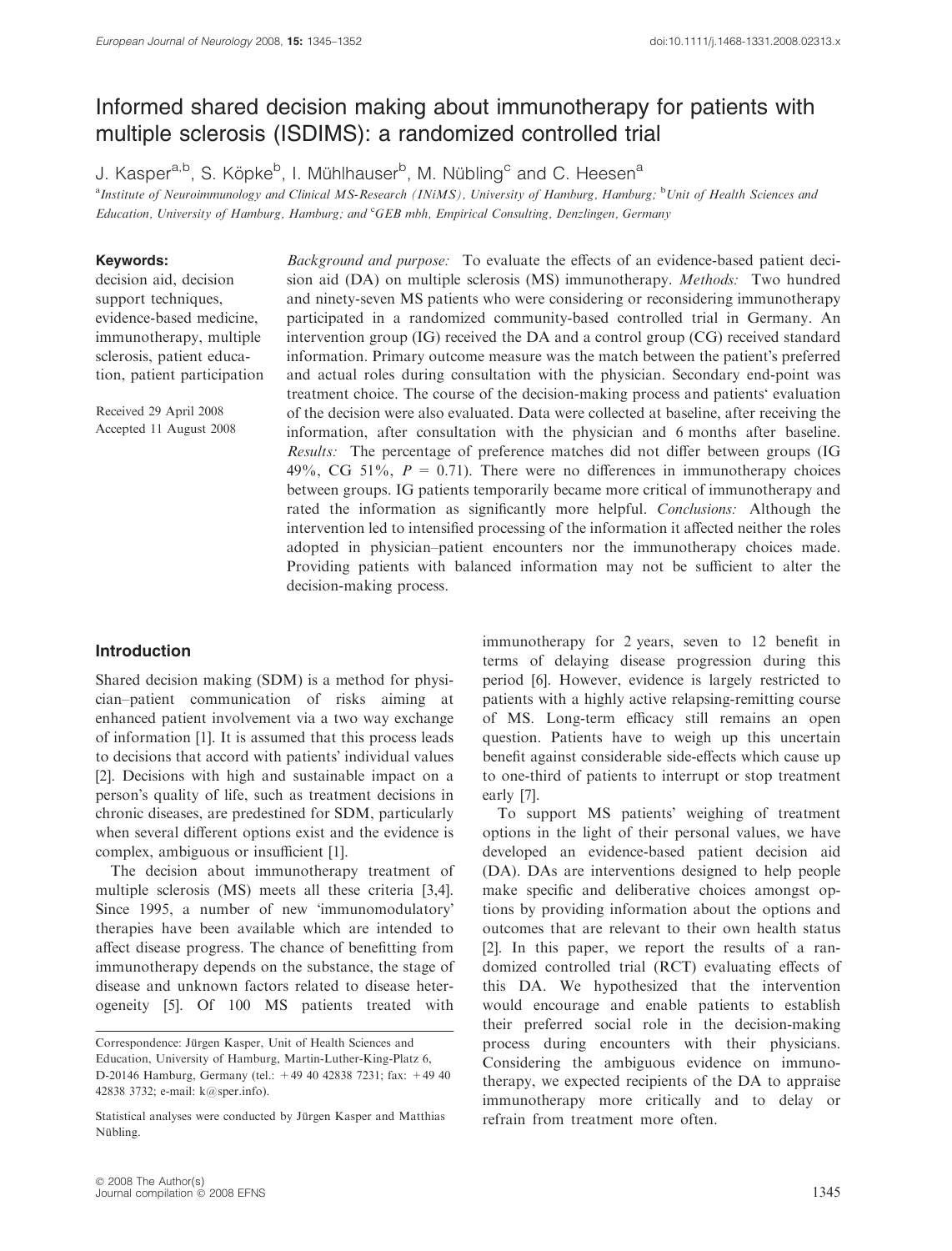# Informed shared decision making about immunotherapy for patients with multiple sclerosis (ISDIMS): a randomized controlled trial

J. Kasper[a,b], S. Köpke[b], I. Mühlhauser[b], M. Nübling[c] and C. Heesen[a]

[a]Institute of Neuroimmunology and Clinical MS-Research (INiMS), University of Hamburg, Hamburg; [b]Unit of Health Sciences and Education, University of Hamburg, Hamburg; and [c]GEB mbh, Empirical Consulting, Denzlingen, Germany

**Keywords:**
decision aid, decision support techniques, evidence-based medicine, immunotherapy, multiple sclerosis, patient education, patient participation

Received 29 April 2008
Accepted 11 August 2008

*Background and purpose:* To evaluate the effects of an evidence-based patient decision aid (DA) on multiple sclerosis (MS) immunotherapy. *Methods:* Two hundred and ninety-seven MS patients who were considering or reconsidering immunotherapy participated in a randomized community-based controlled trial in Germany. An intervention group (IG) received the DA and a control group (CG) received standard information. Primary outcome measure was the match between the patient's preferred and actual roles during consultation with the physician. Secondary end-point was treatment choice. The course of the decision-making process and patients' evaluation of the decision were also evaluated. Data were collected at baseline, after receiving the information, after consultation with the physician and 6 months after baseline. *Results:* The percentage of preference matches did not differ between groups (IG 49%, CG 51%, $P = 0.71$). There were no differences in immunotherapy choices between groups. IG patients temporarily became more critical of immunotherapy and rated the information as significantly more helpful. *Conclusions:* Although the intervention led to intensified processing of the information it affected neither the roles adopted in physician–patient encounters nor the immunotherapy choices made. Providing patients with balanced information may not be sufficient to alter the decision-making process.

## Introduction

Shared decision making (SDM) is a method for physician–patient communication of risks aiming at enhanced patient involvement via a two way exchange of information [1]. It is assumed that this process leads to decisions that accord with patients' individual values [2]. Decisions with high and sustainable impact on a person's quality of life, such as treatment decisions in chronic diseases, are predestined for SDM, particularly when several different options exist and the evidence is complex, ambiguous or insufficient [1].

The decision about immunotherapy treatment of multiple sclerosis (MS) meets all these criteria [3,4]. Since 1995, a number of new 'immunomodulatory' therapies have been available which are intended to affect disease progress. The chance of benefitting from immunotherapy depends on the substance, the stage of disease and unknown factors related to disease heterogeneity [5]. Of 100 MS patients treated with immunotherapy for 2 years, seven to 12 benefit in terms of delaying disease progression during this period [6]. However, evidence is largely restricted to patients with a highly active relapsing-remitting course of MS. Long-term efficacy still remains an open question. Patients have to weigh up this uncertain benefit against considerable side-effects which cause up to one-third of patients to interrupt or stop treatment early [7].

To support MS patients' weighing of treatment options in the light of their personal values, we have developed an evidence-based patient decision aid (DA). DAs are interventions designed to help people make specific and deliberative choices amongst options by providing information about the options and outcomes that are relevant to their own health status [2]. In this paper, we report the results of a randomized controlled trial (RCT) evaluating effects of this DA. We hypothesized that the intervention would encourage and enable patients to establish their preferred social role in the decision-making process during encounters with their physicians. Considering the ambiguous evidence on immunotherapy, we expected recipients of the DA to appraise immunotherapy more critically and to delay or refrain from treatment more often.

Correspondence: Jürgen Kasper, Unit of Health Sciences and Education, University of Hamburg, Martin-Luther-King-Platz 6, D-20146 Hamburg, Germany (tel.: +49 40 42838 7231; fax: +49 40 42838 3732; e-mail: k@sper.info).

Statistical analyses were conducted by Jürgen Kasper and Matthias Nübling.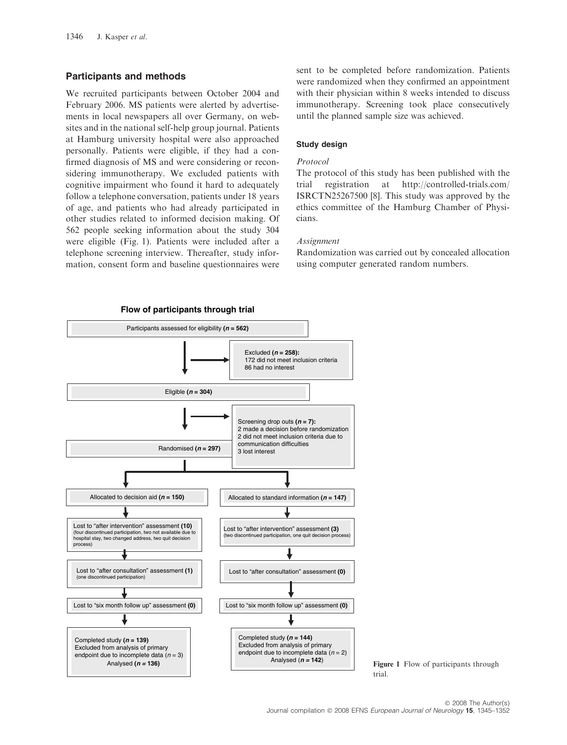## Participants and methods

We recruited participants between October 2004 and February 2006. MS patients were alerted by advertisements in local newspapers all over Germany, on websites and in the national self-help group journal. Patients at Hamburg university hospital were also approached personally. Patients were eligible, if they had a confirmed diagnosis of MS and were considering or reconsidering immunotherapy. We excluded patients with cognitive impairment who found it hard to adequately follow a telephone conversation, patients under 18 years of age, and patients who had already participated in other studies related to informed decision making. Of 562 people seeking information about the study 304 were eligible (Fig. 1). Patients were included after a telephone screening interview. Thereafter, study information, consent form and baseline questionnaires were sent to be completed before randomization. Patients were randomized when they confirmed an appointment with their physician within 8 weeks intended to discuss immunotherapy. Screening took place consecutively until the planned sample size was achieved.

### Study design

*Protocol*

The protocol of this study has been published with the trial registration at http://controlled-trials.com/ISRCTN25267500 [8]. This study was approved by the ethics committee of the Hamburg Chamber of Physicians.

*Assignment*

Randomization was carried out by concealed allocation using computer generated random numbers.

**Flow of participants through trial**

Participants assessed for eligibility (**n = 562**)

Excluded (**n = 258**):
172 did not meet inclusion criteria
86 had no interest

Eligible (**n = 304**)

Screening drop outs (**n = 7**):
2 made a decision before randomization
2 did not meet inclusion criteria due to communication difficulties
3 lost interest

Randomised (**n = 297**)

| Allocated to decision aid (**n = 150**) | Allocated to standard information (**n = 147**) |
| --- | --- |
| Lost to "after intervention" assessment **(10)** (four discontinued participation, two not available due to hospital stay, two changed address, two quit decision process) | Lost to "after intervention" assessment **(3)** (two discontinued participation, one quit decision process) |
| Lost to "after consultation" assessment **(1)** (one discontinued participation) | Lost to "after consultation" assessment **(0)** |
| Lost to "six month follow up" assessment **(0)** | Lost to "six month follow up" assessment **(0)** |
| Completed study (**n = 139**) Excluded from analysis of primary endpoint due to incomplete data (n = 3) Analysed (**n = 136**) | Completed study (**n = 144**) Excluded from analysis of primary endpoint due to incomplete data (n = 2) Analysed (**n = 142**) |

**Figure 1** Flow of participants through trial.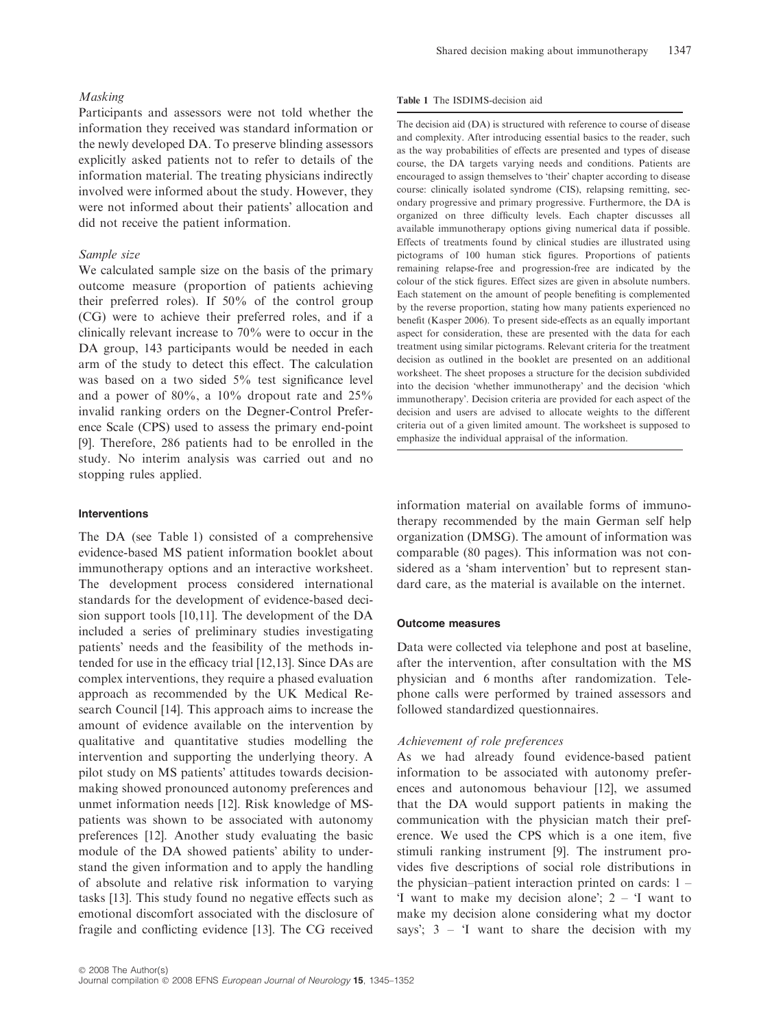### Masking

Participants and assessors were not told whether the information they received was standard information or the newly developed DA. To preserve blinding assessors explicitly asked patients not to refer to details of the information material. The treating physicians indirectly involved were informed about the study. However, they were not informed about their patients' allocation and did not receive the patient information.

### Sample size

We calculated sample size on the basis of the primary outcome measure (proportion of patients achieving their preferred roles). If 50% of the control group (CG) were to achieve their preferred roles, and if a clinically relevant increase to 70% were to occur in the DA group, 143 participants would be needed in each arm of the study to detect this effect. The calculation was based on a two sided 5% test significance level and a power of 80%, a 10% dropout rate and 25% invalid ranking orders on the Degner-Control Preference Scale (CPS) used to assess the primary end-point [9]. Therefore, 286 patients had to be enrolled in the study. No interim analysis was carried out and no stopping rules applied.

## Interventions

The DA (see Table 1) consisted of a comprehensive evidence-based MS patient information booklet about immunotherapy options and an interactive worksheet. The development process considered international standards for the development of evidence-based decision support tools [10,11]. The development of the DA included a series of preliminary studies investigating patients' needs and the feasibility of the methods intended for use in the efficacy trial [12,13]. Since DAs are complex interventions, they require a phased evaluation approach as recommended by the UK Medical Research Council [14]. This approach aims to increase the amount of evidence available on the intervention by qualitative and quantitative studies modelling the intervention and supporting the underlying theory. A pilot study on MS patients' attitudes towards decision-making showed pronounced autonomy preferences and unmet information needs [12]. Risk knowledge of MS-patients was shown to be associated with autonomy preferences [12]. Another study evaluating the basic module of the DA showed patients' ability to understand the given information and to apply the handling of absolute and relative risk information to varying tasks [13]. This study found no negative effects such as emotional discomfort associated with the disclosure of fragile and conflicting evidence [13]. The CG received information material on available forms of immunotherapy recommended by the main German self help organization (DMSG). The amount of information was comparable (80 pages). This information was not considered as a 'sham intervention' but to represent standard care, as the material is available on the internet.

**Table 1** The ISDIMS-decision aid

| |
|---|
| The decision aid (DA) is structured with reference to course of disease and complexity. After introducing essential basics to the reader, such as the way probabilities of effects are presented and types of disease course, the DA targets varying needs and conditions. Patients are encouraged to assign themselves to 'their' chapter according to disease course: clinically isolated syndrome (CIS), relapsing remitting, secondary progressive and primary progressive. Furthermore, the DA is organized on three difficulty levels. Each chapter discusses all available immunotherapy options giving numerical data if possible. Effects of treatments found by clinical studies are illustrated using pictograms of 100 human stick figures. Proportions of patients remaining relapse-free and progression-free are indicated by the colour of the stick figures. Effect sizes are given in absolute numbers. Each statement on the amount of people benefiting is complemented by the reverse proportion, stating how many patients experienced no benefit (Kasper 2006). To present side-effects as an equally important aspect for consideration, these are presented with the data for each treatment using similar pictograms. Relevant criteria for the treatment decision as outlined in the booklet are presented on an additional worksheet. The sheet proposes a structure for the decision subdivided into the decision 'whether immunotherapy' and the decision 'which immunotherapy'. Decision criteria are provided for each aspect of the decision and users are advised to allocate weights to the different criteria out of a given limited amount. The worksheet is supposed to emphasize the individual appraisal of the information. |

## Outcome measures

Data were collected via telephone and post at baseline, after the intervention, after consultation with the MS physician and 6 months after randomization. Telephone calls were performed by trained assessors and followed standardized questionnaires.

### Achievement of role preferences

As we had already found evidence-based patient information to be associated with autonomy preferences and autonomous behaviour [12], we assumed that the DA would support patients in making the communication with the physician match their preference. We used the CPS which is a one item, five stimuli ranking instrument [9]. The instrument provides five descriptions of social role distributions in the physician–patient interaction printed on cards: 1 – 'I want to make my decision alone'; 2 – 'I want to make my decision alone considering what my doctor says'; 3 – 'I want to share the decision with my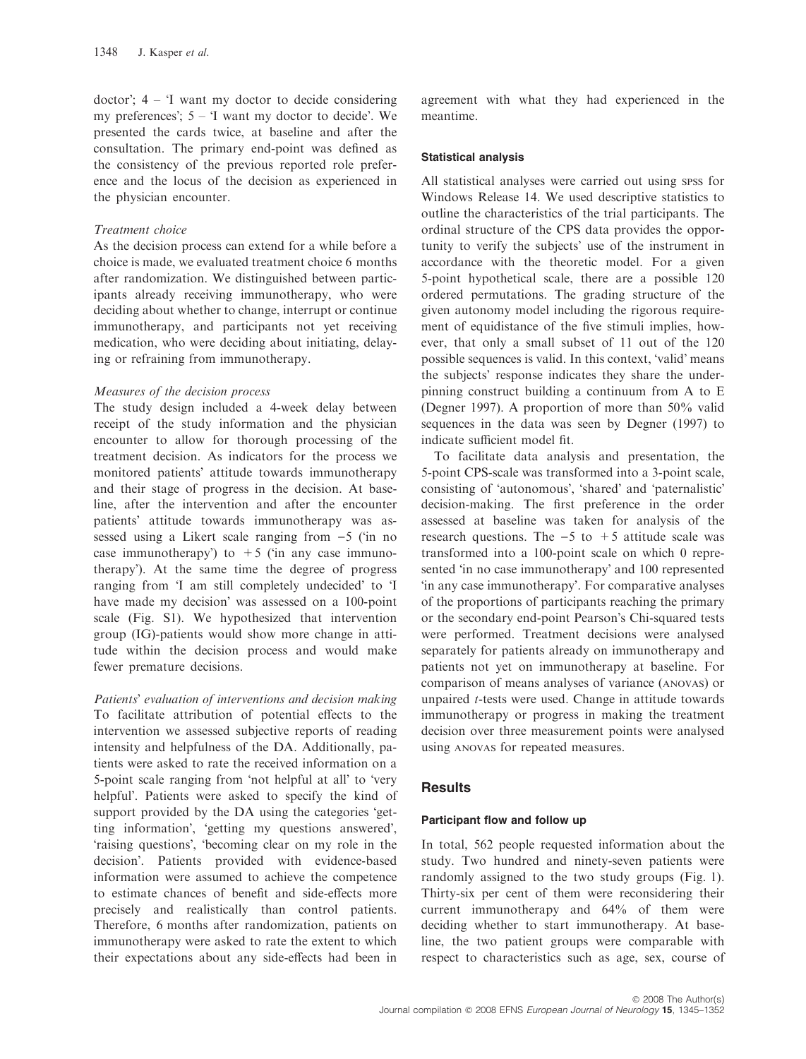doctor'; 4 – 'I want my doctor to decide considering my preferences'; 5 – 'I want my doctor to decide'. We presented the cards twice, at baseline and after the consultation. The primary end-point was defined as the consistency of the previous reported role preference and the locus of the decision as experienced in the physician encounter.

#### *Treatment choice*

As the decision process can extend for a while before a choice is made, we evaluated treatment choice 6 months after randomization. We distinguished between participants already receiving immunotherapy, who were deciding about whether to change, interrupt or continue immunotherapy, and participants not yet receiving medication, who were deciding about initiating, delaying or refraining from immunotherapy.

#### *Measures of the decision process*

The study design included a 4-week delay between receipt of the study information and the physician encounter to allow for thorough processing of the treatment decision. As indicators for the process we monitored patients' attitude towards immunotherapy and their stage of progress in the decision. At baseline, after the intervention and after the encounter patients' attitude towards immunotherapy was assessed using a Likert scale ranging from −5 ('in no case immunotherapy') to +5 ('in any case immunotherapy'). At the same time the degree of progress ranging from 'I am still completely undecided' to 'I have made my decision' was assessed on a 100-point scale (Fig. S1). We hypothesized that intervention group (IG)-patients would show more change in attitude within the decision process and would make fewer premature decisions.

#### *Patients' evaluation of interventions and decision making*

To facilitate attribution of potential effects to the intervention we assessed subjective reports of reading intensity and helpfulness of the DA. Additionally, patients were asked to rate the received information on a 5-point scale ranging from 'not helpful at all' to 'very helpful'. Patients were asked to specify the kind of support provided by the DA using the categories 'getting information', 'getting my questions answered', 'raising questions', 'becoming clear on my role in the decision'. Patients provided with evidence-based information were assumed to achieve the competence to estimate chances of benefit and side-effects more precisely and realistically than control patients. Therefore, 6 months after randomization, patients on immunotherapy were asked to rate the extent to which their expectations about any side-effects had been in agreement with what they had experienced in the meantime.

### Statistical analysis

All statistical analyses were carried out using SPSS for Windows Release 14. We used descriptive statistics to outline the characteristics of the trial participants. The ordinal structure of the CPS data provides the opportunity to verify the subjects' use of the instrument in accordance with the theoretic model. For a given 5-point hypothetical scale, there are a possible 120 ordered permutations. The grading structure of the given autonomy model including the rigorous requirement of equidistance of the five stimuli implies, however, that only a small subset of 11 out of the 120 possible sequences is valid. In this context, 'valid' means the subjects' response indicates they share the underpinning construct building a continuum from A to E (Degner 1997). A proportion of more than 50% valid sequences in the data was seen by Degner (1997) to indicate sufficient model fit.

To facilitate data analysis and presentation, the 5-point CPS-scale was transformed into a 3-point scale, consisting of 'autonomous', 'shared' and 'paternalistic' decision-making. The first preference in the order assessed at baseline was taken for analysis of the research questions. The −5 to +5 attitude scale was transformed into a 100-point scale on which 0 represented 'in no case immunotherapy' and 100 represented 'in any case immunotherapy'. For comparative analyses of the proportions of participants reaching the primary or the secondary end-point Pearson's Chi-squared tests were performed. Treatment decisions were analysed separately for patients already on immunotherapy and patients not yet on immunotherapy at baseline. For comparison of means analyses of variance (ANOVAS) or unpaired *t*-tests were used. Change in attitude towards immunotherapy or progress in making the treatment decision over three measurement points were analysed using ANOVAS for repeated measures.

## Results

### Participant flow and follow up

In total, 562 people requested information about the study. Two hundred and ninety-seven patients were randomly assigned to the two study groups (Fig. 1). Thirty-six per cent of them were reconsidering their current immunotherapy and 64% of them were deciding whether to start immunotherapy. At baseline, the two patient groups were comparable with respect to characteristics such as age, sex, course of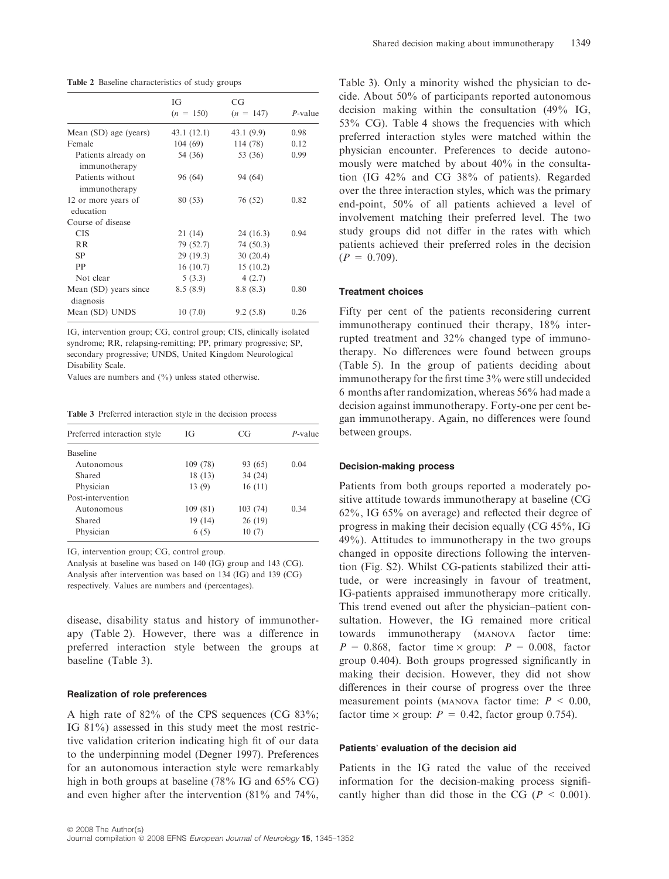**Table 2** Baseline characteristics of study groups

| | IG ($n$ = 150) | CG ($n$ = 147) | $P$-value |
|---|---|---|---|
| Mean (SD) age (years) | 43.1 (12.1) | 43.1 (9.9) | 0.98 |
| Female | 104 (69) | 114 (78) | 0.12 |
| Patients already on immunotherapy | 54 (36) | 53 (36) | 0.99 |
| Patients without immunotherapy | 96 (64) | 94 (64) | |
| 12 or more years of education | 80 (53) | 76 (52) | 0.82 |
| Course of disease | | | |
| CIS | 21 (14) | 24 (16.3) | 0.94 |
| RR | 79 (52.7) | 74 (50.3) | |
| SP | 29 (19.3) | 30 (20.4) | |
| PP | 16 (10.7) | 15 (10.2) | |
| Not clear | 5 (3.3) | 4 (2.7) | |
| Mean (SD) years since diagnosis | 8.5 (8.9) | 8.8 (8.3) | 0.80 |
| Mean (SD) UNDS | 10 (7.0) | 9.2 (5.8) | 0.26 |

IG, intervention group; CG, control group; CIS, clinically isolated syndrome; RR, relapsing-remitting; PP, primary progressive; SP, secondary progressive; UNDS, United Kingdom Neurological Disability Scale.

Values are numbers and (%) unless stated otherwise.

**Table 3** Preferred interaction style in the decision process

| Preferred interaction style | IG | CG | $P$-value |
|---|---|---|---|
| Baseline | | | |
| Autonomous | 109 (78) | 93 (65) | 0.04 |
| Shared | 18 (13) | 34 (24) | |
| Physician | 13 (9) | 16 (11) | |
| Post-intervention | | | |
| Autonomous | 109 (81) | 103 (74) | 0.34 |
| Shared | 19 (14) | 26 (19) | |
| Physician | 6 (5) | 10 (7) | |

IG, intervention group; CG, control group.

Analysis at baseline was based on 140 (IG) group and 143 (CG). Analysis after intervention was based on 134 (IG) and 139 (CG) respectively. Values are numbers and (percentages).

disease, disability status and history of immunotherapy (Table 2). However, there was a difference in preferred interaction style between the groups at baseline (Table 3).

#### Realization of role preferences

A high rate of 82% of the CPS sequences (CG 83%; IG 81%) assessed in this study meet the most restrictive validation criterion indicating high fit of our data to the underpinning model (Degner 1997). Preferences for an autonomous interaction style were remarkably high in both groups at baseline (78% IG and 65% CG) and even higher after the intervention (81% and 74%, Table 3). Only a minority wished the physician to decide. About 50% of participants reported autonomous decision making within the consultation (49% IG, 53% CG). Table 4 shows the frequencies with which preferred interaction styles were matched within the physician encounter. Preferences to decide autonomously were matched by about 40% in the consultation (IG 42% and CG 38% of patients). Regarded over the three interaction styles, which was the primary end-point, 50% of all patients achieved a level of involvement matching their preferred level. The two study groups did not differ in the rates with which patients achieved their preferred roles in the decision ($P$ = 0.709).

#### Treatment choices

Fifty per cent of the patients reconsidering current immunotherapy continued their therapy, 18% interrupted treatment and 32% changed type of immunotherapy. No differences were found between groups (Table 5). In the group of patients deciding about immunotherapy for the first time 3% were still undecided 6 months after randomization, whereas 56% had made a decision against immunotherapy. Forty-one per cent began immunotherapy. Again, no differences were found between groups.

#### Decision-making process

Patients from both groups reported a moderately positive attitude towards immunotherapy at baseline (CG 62%, IG 65% on average) and reflected their degree of progress in making their decision equally (CG 45%, IG 49%). Attitudes to immunotherapy in the two groups changed in opposite directions following the intervention (Fig. S2). Whilst CG-patients stabilized their attitude, or were increasingly in favour of treatment, IG-patients appraised immunotherapy more critically. This trend evened out after the physician–patient consultation. However, the IG remained more critical towards immunotherapy (MANOVA factor time: $P$ = 0.868, factor time × group: $P$ = 0.008, factor group 0.404). Both groups progressed significantly in making their decision. However, they did not show differences in their course of progress over the three measurement points (MANOVA factor time: $P$ < 0.00, factor time × group: $P$ = 0.42, factor group 0.754).

#### Patients` evaluation of the decision aid

Patients in the IG rated the value of the received information for the decision-making process significantly higher than did those in the CG ($P$ < 0.001).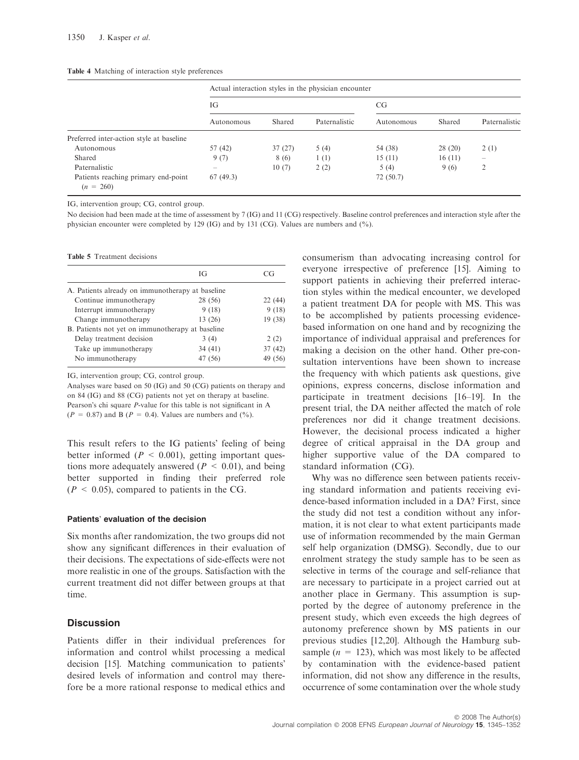**Table 4** Matching of interaction style preferences

| | Actual interaction styles in the physician encounter | | | | | |
|---|---|---|---|---|---|---|
| | IG | | | CG | | |
| | Autonomous | Shared | Paternalistic | Autonomous | Shared | Paternalistic |
| Preferred inter-action style at baseline | | | | | | |
| Autonomous | 57 (42) | 37 (27) | 5 (4) | 54 (38) | 28 (20) | 2 (1) |
| Shared | 9 (7) | 8 (6) | 1 (1) | 15 (11) | 16 (11) | – |
| Paternalistic | – | 10 (7) | 2 (2) | 5 (4) | 9 (6) | 2 |
| Patients reaching primary end-point ($n$ = 260) | 67 (49.3) | | | 72 (50.7) | | |

IG, intervention group; CG, control group.

No decision had been made at the time of assessment by 7 (IG) and 11 (CG) respectively. Baseline control preferences and interaction style after the physician encounter were completed by 129 (IG) and by 131 (CG). Values are numbers and (%).

**Table 5** Treatment decisions

| | IG | CG |
|---|---|---|
| A. Patients already on immunotherapy at baseline | | |
| Continue immunotherapy | 28 (56) | 22 (44) |
| Interrupt immunotherapy | 9 (18) | 9 (18) |
| Change immunotherapy | 13 (26) | 19 (38) |
| B. Patients not yet on immunotherapy at baseline | | |
| Delay treatment decision | 3 (4) | 2 (2) |
| Take up immunotherapy | 34 (41) | 37 (42) |
| No immunotherapy | 47 (56) | 49 (56) |

IG, intervention group; CG, control group.

Analyses ware based on 50 (IG) and 50 (CG) patients on therapy and on 84 (IG) and 88 (CG) patients not yet on therapy at baseline.

Pearson's chi square $P$-value for this table is not significant in A ($P$ = 0.87) and B ($P$ = 0.4). Values are numbers and (%).

This result refers to the IG patients' feeling of being better informed ($P$ < 0.001), getting important questions more adequately answered ($P$ < 0.01), and being better supported in finding their preferred role ($P$ < 0.05), compared to patients in the CG.

#### Patients' evaluation of the decision

Six months after randomization, the two groups did not show any significant differences in their evaluation of their decisions. The expectations of side-effects were not more realistic in one of the groups. Satisfaction with the current treatment did not differ between groups at that time.

## Discussion

Patients differ in their individual preferences for information and control whilst processing a medical decision [15]. Matching communication to patients' desired levels of information and control may therefore be a more rational response to medical ethics and consumerism than advocating increasing control for everyone irrespective of preference [15]. Aiming to support patients in achieving their preferred interaction styles within the medical encounter, we developed a patient treatment DA for people with MS. This was to be accomplished by patients processing evidence-based information on one hand and by recognizing the importance of individual appraisal and preferences for making a decision on the other hand. Other pre-consultation interventions have been shown to increase the frequency with which patients ask questions, give opinions, express concerns, disclose information and participate in treatment decisions [16–19]. In the present trial, the DA neither affected the match of role preferences nor did it change treatment decisions. However, the decisional process indicated a higher degree of critical appraisal in the DA group and higher supportive value of the DA compared to standard information (CG).

Why was no difference seen between patients receiving standard information and patients receiving evidence-based information included in a DA? First, since the study did not test a condition without any information, it is not clear to what extent participants made use of information recommended by the main German self help organization (DMSG). Secondly, due to our enrolment strategy the study sample has to be seen as selective in terms of the courage and self-reliance that are necessary to participate in a project carried out at another place in Germany. This assumption is supported by the degree of autonomy preference in the present study, which even exceeds the high degrees of autonomy preference shown by MS patients in our previous studies [12,20]. Although the Hamburg subsample ($n$ = 123), which was most likely to be affected by contamination with the evidence-based patient information, did not show any difference in the results, occurrence of some contamination over the whole study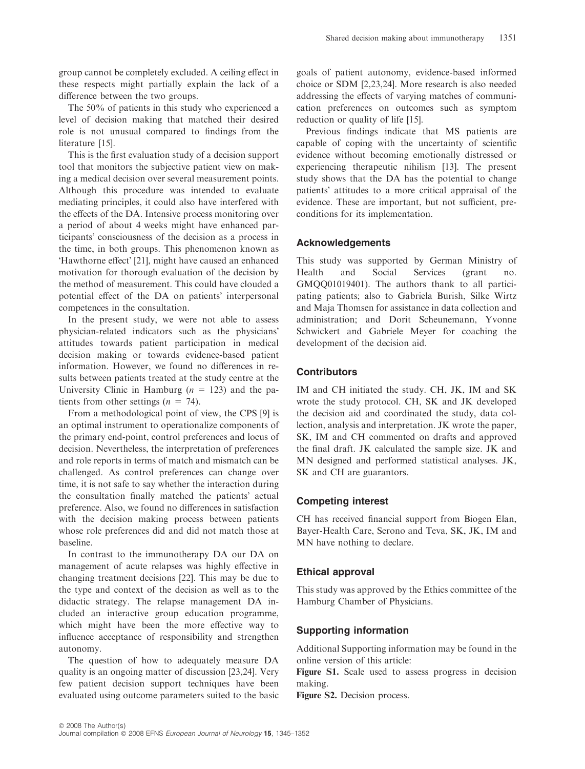group cannot be completely excluded. A ceiling effect in these respects might partially explain the lack of a difference between the two groups.

The 50% of patients in this study who experienced a level of decision making that matched their desired role is not unusual compared to findings from the literature [15].

This is the first evaluation study of a decision support tool that monitors the subjective patient view on making a medical decision over several measurement points. Although this procedure was intended to evaluate mediating principles, it could also have interfered with the effects of the DA. Intensive process monitoring over a period of about 4 weeks might have enhanced participants' consciousness of the decision as a process in the time, in both groups. This phenomenon known as 'Hawthorne effect' [21], might have caused an enhanced motivation for thorough evaluation of the decision by the method of measurement. This could have clouded a potential effect of the DA on patients' interpersonal competences in the consultation.

In the present study, we were not able to assess physician-related indicators such as the physicians' attitudes towards patient participation in medical decision making or towards evidence-based patient information. However, we found no differences in results between patients treated at the study centre at the University Clinic in Hamburg ($n = 123$) and the patients from other settings ($n = 74$).

From a methodological point of view, the CPS [9] is an optimal instrument to operationalize components of the primary end-point, control preferences and locus of decision. Nevertheless, the interpretation of preferences and role reports in terms of match and mismatch can be challenged. As control preferences can change over time, it is not safe to say whether the interaction during the consultation finally matched the patients' actual preference. Also, we found no differences in satisfaction with the decision making process between patients whose role preferences did and did not match those at baseline.

In contrast to the immunotherapy DA our DA on management of acute relapses was highly effective in changing treatment decisions [22]. This may be due to the type and context of the decision as well as to the didactic strategy. The relapse management DA included an interactive group education programme, which might have been the more effective way to influence acceptance of responsibility and strengthen autonomy.

The question of how to adequately measure DA quality is an ongoing matter of discussion [23,24]. Very few patient decision support techniques have been evaluated using outcome parameters suited to the basic goals of patient autonomy, evidence-based informed choice or SDM [2,23,24]. More research is also needed addressing the effects of varying matches of communication preferences on outcomes such as symptom reduction or quality of life [15].

Previous findings indicate that MS patients are capable of coping with the uncertainty of scientific evidence without becoming emotionally distressed or experiencing therapeutic nihilism [13]. The present study shows that the DA has the potential to change patients' attitudes to a more critical appraisal of the evidence. These are important, but not sufficient, preconditions for its implementation.

## Acknowledgements

This study was supported by German Ministry of Health and Social Services (grant no. GMQQ01019401). The authors thank to all participating patients; also to Gabriela Burish, Silke Wirtz and Maja Thomsen for assistance in data collection and administration; and Dorit Scheunemann, Yvonne Schwickert and Gabriele Meyer for coaching the development of the decision aid.

## Contributors

IM and CH initiated the study. CH, JK, IM and SK wrote the study protocol. CH, SK and JK developed the decision aid and coordinated the study, data collection, analysis and interpretation. JK wrote the paper, SK, IM and CH commented on drafts and approved the final draft. JK calculated the sample size. JK and MN designed and performed statistical analyses. JK, SK and CH are guarantors.

## Competing interest

CH has received financial support from Biogen Elan, Bayer-Health Care, Serono and Teva, SK, JK, IM and MN have nothing to declare.

## Ethical approval

This study was approved by the Ethics committee of the Hamburg Chamber of Physicians.

## Supporting information

Additional Supporting information may be found in the online version of this article:

**Figure S1.** Scale used to assess progress in decision making.

**Figure S2.** Decision process.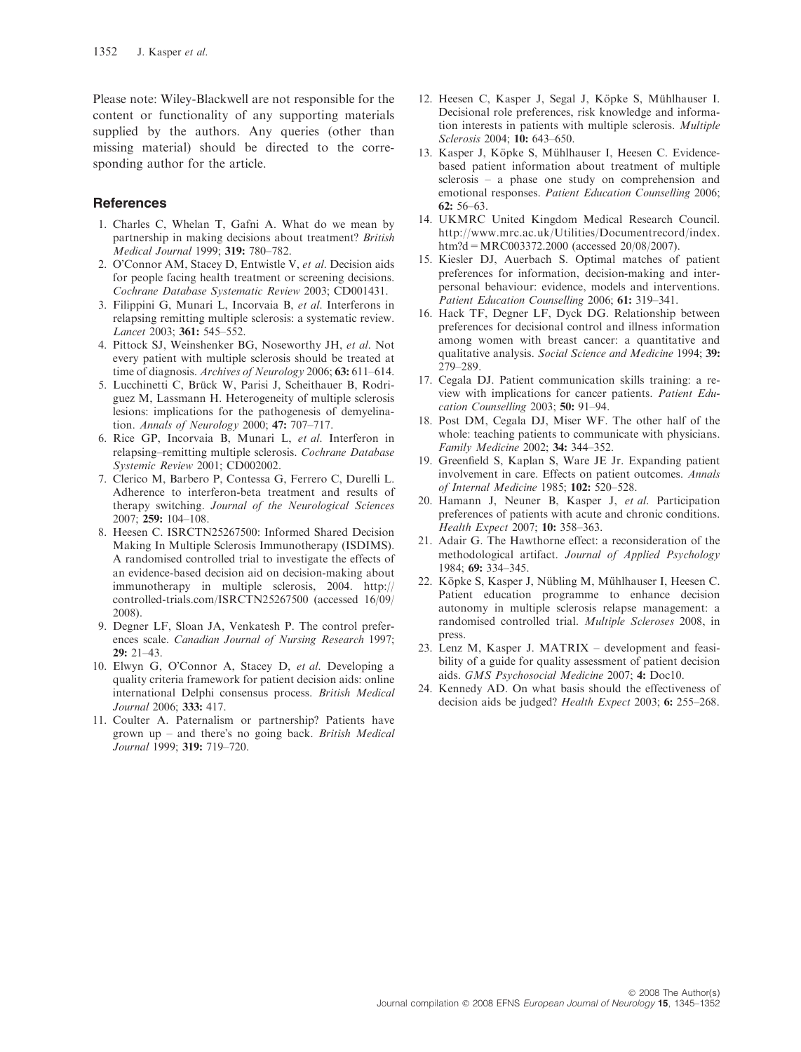Please note: Wiley-Blackwell are not responsible for the content or functionality of any supporting materials supplied by the authors. Any queries (other than missing material) should be directed to the corresponding author for the article.

## References

1. Charles C, Whelan T, Gafni A. What do we mean by partnership in making decisions about treatment? *British Medical Journal* 1999; **319:** 780–782.
2. O'Connor AM, Stacey D, Entwistle V, *et al*. Decision aids for people facing health treatment or screening decisions. *Cochrane Database Systematic Review* 2003; CD001431.
3. Filippini G, Munari L, Incorvaia B, *et al*. Interferons in relapsing remitting multiple sclerosis: a systematic review. *Lancet* 2003; **361:** 545–552.
4. Pittock SJ, Weinshenker BG, Noseworthy JH, *et al*. Not every patient with multiple sclerosis should be treated at time of diagnosis. *Archives of Neurology* 2006; **63:** 611–614.
5. Lucchinetti C, Brück W, Parisi J, Scheithauer B, Rodriguez M, Lassmann H. Heterogeneity of multiple sclerosis lesions: implications for the pathogenesis of demyelination. *Annals of Neurology* 2000; **47:** 707–717.
6. Rice GP, Incorvaia B, Munari L, *et al*. Interferon in relapsing–remitting multiple sclerosis. *Cochrane Database Systemic Review* 2001; CD002002.
7. Clerico M, Barbero P, Contessa G, Ferrero C, Durelli L. Adherence to interferon-beta treatment and results of therapy switching. *Journal of the Neurological Sciences* 2007; **259:** 104–108.
8. Heesen C. ISRCTN25267500: Informed Shared Decision Making In Multiple Sclerosis Immunotherapy (ISDIMS). A randomised controlled trial to investigate the effects of an evidence-based decision aid on decision-making about immunotherapy in multiple sclerosis, 2004. http://controlled-trials.com/ISRCTN25267500 (accessed 16/09/2008).
9. Degner LF, Sloan JA, Venkatesh P. The control preferences scale. *Canadian Journal of Nursing Research* 1997; **29:** 21–43.
10. Elwyn G, O'Connor A, Stacey D, *et al*. Developing a quality criteria framework for patient decision aids: online international Delphi consensus process. *British Medical Journal* 2006; **333:** 417.
11. Coulter A. Paternalism or partnership? Patients have grown up – and there's no going back. *British Medical Journal* 1999; **319:** 719–720.
12. Heesen C, Kasper J, Segal J, Köpke S, Mühlhauser I. Decisional role preferences, risk knowledge and information interests in patients with multiple sclerosis. *Multiple Sclerosis* 2004; **10:** 643–650.
13. Kasper J, Köpke S, Mühlhauser I, Heesen C. Evidence-based patient information about treatment of multiple sclerosis – a phase one study on comprehension and emotional responses. *Patient Education Counselling* 2006; **62:** 56–63.
14. UKMRC United Kingdom Medical Research Council. http://www.mrc.ac.uk/Utilities/Documentrecord/index.htm?d = MRC003372.2000 (accessed 20/08/2007).
15. Kiesler DJ, Auerbach S. Optimal matches of patient preferences for information, decision-making and interpersonal behaviour: evidence, models and interventions. *Patient Education Counselling* 2006; **61:** 319–341.
16. Hack TF, Degner LF, Dyck DG. Relationship between preferences for decisional control and illness information among women with breast cancer: a quantitative and qualitative analysis. *Social Science and Medicine* 1994; **39:** 279–289.
17. Cegala DJ. Patient communication skills training: a review with implications for cancer patients. *Patient Education Counselling* 2003; **50:** 91–94.
18. Post DM, Cegala DJ, Miser WF. The other half of the whole: teaching patients to communicate with physicians. *Family Medicine* 2002; **34:** 344–352.
19. Greenfield S, Kaplan S, Ware JE Jr. Expanding patient involvement in care. Effects on patient outcomes. *Annals of Internal Medicine* 1985; **102:** 520–528.
20. Hamann J, Neuner B, Kasper J, *et al*. Participation preferences of patients with acute and chronic conditions. *Health Expect* 2007; **10:** 358–363.
21. Adair G. The Hawthorne effect: a reconsideration of the methodological artifact. *Journal of Applied Psychology* 1984; **69:** 334–345.
22. Köpke S, Kasper J, Nübling M, Mühlhauser I, Heesen C. Patient education programme to enhance decision autonomy in multiple sclerosis relapse management: a randomised controlled trial. *Multiple Scleroses* 2008, in press.
23. Lenz M, Kasper J. MATRIX – development and feasibility of a guide for quality assessment of patient decision aids. *GMS Psychosocial Medicine* 2007; **4:** Doc10.
24. Kennedy AD. On what basis should the effectiveness of decision aids be judged? *Health Expect* 2003; **6:** 255–268.